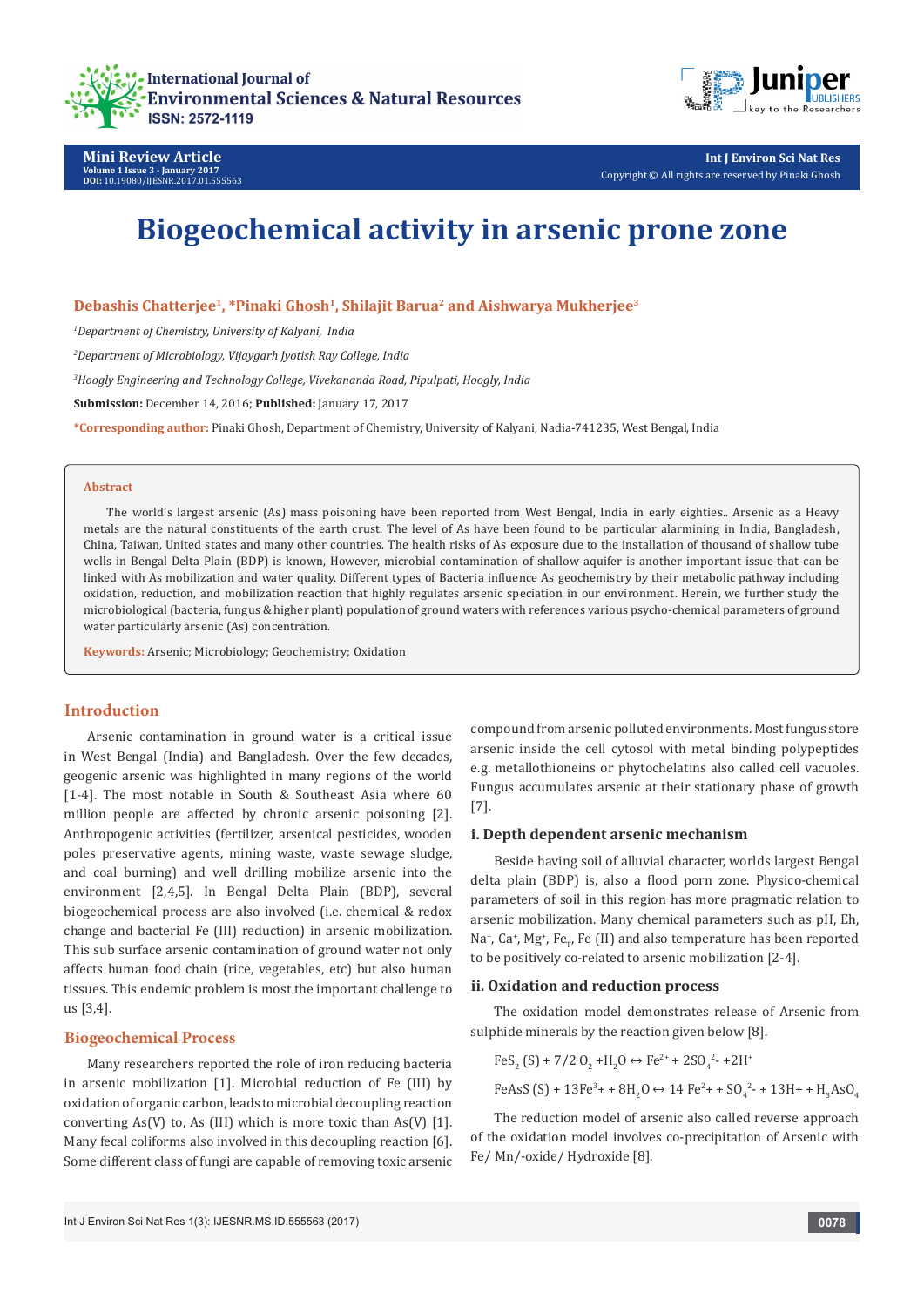# Biogeochemical activity in arsenic prone zone

**Debashis Chatterjee[1], *Pinaki Ghosh[1], Shilajit Barua[2] and Aishwarya Mukherjee[3]**

[1]*Department of Chemistry, University of Kalyani, India*

[2]*Department of Microbiology, Vijaygarh Jyotish Ray College, India*

[3]*Hoogly Engineering and Technology College, Vivekananda Road, Pipulpati, Hoogly, India*

**Submission:** December 14, 2016; **Published:** January 17, 2017

***Corresponding author:** Pinaki Ghosh, Department of Chemistry, University of Kalyani, Nadia-741235, West Bengal, India

## Abstract

The world's largest arsenic (As) mass poisoning have been reported from West Bengal, India in early eighties.. Arsenic as a Heavy metals are the natural constituents of the earth crust. The level of As have been found to be particular alarmining in India, Bangladesh, China, Taiwan, United states and many other countries. The health risks of As exposure due to the installation of thousand of shallow tube wells in Bengal Delta Plain (BDP) is known, However, microbial contamination of shallow aquifer is another important issue that can be linked with As mobilization and water quality. Different types of Bacteria influence As geochemistry by their metabolic pathway including oxidation, reduction, and mobilization reaction that highly regulates arsenic speciation in our environment. Herein, we further study the microbiological (bacteria, fungus & higher plant) population of ground waters with references various psycho-chemical parameters of ground water particularly arsenic (As) concentration.

**Keywords:** Arsenic; Microbiology; Geochemistry; Oxidation

## Introduction

Arsenic contamination in ground water is a critical issue in West Bengal (India) and Bangladesh. Over the few decades, geogenic arsenic was highlighted in many regions of the world [1-4]. The most notable in South & Southeast Asia where 60 million people are affected by chronic arsenic poisoning [2]. Anthropogenic activities (fertilizer, arsenical pesticides, wooden poles preservative agents, mining waste, waste sewage sludge, and coal burning) and well drilling mobilize arsenic into the environment [2,4,5]. In Bengal Delta Plain (BDP), several biogeochemical process are also involved (i.e. chemical & redox change and bacterial Fe (III) reduction) in arsenic mobilization. This sub surface arsenic contamination of ground water not only affects human food chain (rice, vegetables, etc) but also human tissues. This endemic problem is most the important challenge to us [3,4].

## Biogeochemical Process

Many researchers reported the role of iron reducing bacteria in arsenic mobilization [1]. Microbial reduction of Fe (III) by oxidation of organic carbon, leads to microbial decoupling reaction converting As(V) to, As (III) which is more toxic than As(V) [1]. Many fecal coliforms also involved in this decoupling reaction [6]. Some different class of fungi are capable of removing toxic arsenic compound from arsenic polluted environments. Most fungus store arsenic inside the cell cytosol with metal binding polypeptides e.g. metallothioneins or phytochelatins also called cell vacuoles. Fungus accumulates arsenic at their stationary phase of growth [7].

### i. Depth dependent arsenic mechanism

Beside having soil of alluvial character, worlds largest Bengal delta plain (BDP) is, also a flood porn zone. Physico-chemical parameters of soil in this region has more pragmatic relation to arsenic mobilization. Many chemical parameters such as pH, Eh, $Na^+$, $Ca^+$, $Mg^+$, $Fe_T$, Fe (II) and also temperature has been reported to be positively co-related to arsenic mobilization [2-4].

### ii. Oxidation and reduction process

The oxidation model demonstrates release of Arsenic from sulphide minerals by the reaction given below [8].

$$FeS_2\,(S) + 7/2\,O_2 + H_2O \leftrightarrow Fe^{2+} + 2SO_4^{2-} + 2H^+$$

$$FeAsS\,(S) + 13Fe^{3+} + 8H_2O \leftrightarrow 14\,Fe^{2+} + SO_4^{2-} + 13H^+ + H_3AsO_4$$

The reduction model of arsenic also called reverse approach of the oxidation model involves co-precipitation of Arsenic with Fe/ Mn/-oxide/ Hydroxide [8].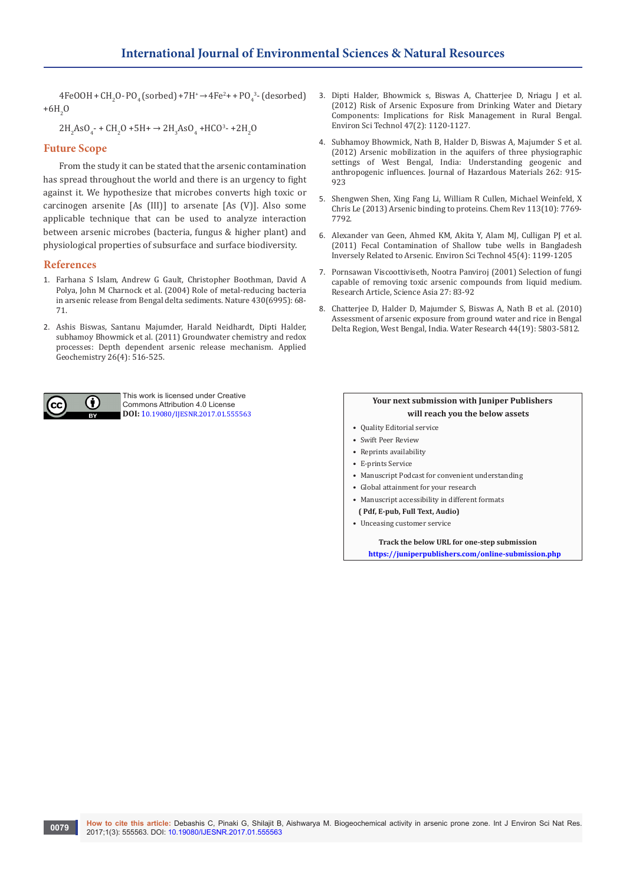$$4FeOOH + CH_2O\text{-}PO_4\,(sorbed) + 7H^+ \rightarrow 4Fe^{2+} + PO_4^{3-}\,(desorbed) + 6H_2O$$

$$2H_2AsO_4^- + CH_2O + 5H^+ \rightarrow 2H_3AsO_4 + HCO^{3-} + 2H_2O$$

## Future Scope

From the study it can be stated that the arsenic contamination has spread throughout the world and there is an urgency to fight against it. We hypothesize that microbes converts high toxic or carcinogen arsenite [As (III)] to arsenate [As (V)]. Also some applicable technique that can be used to analyze interaction between arsenic microbes (bacteria, fungus & higher plant) and physiological properties of subsurface and surface biodiversity.

## References

1. Farhana S Islam, Andrew G Gault, Christopher Boothman, David A Polya, John M Charnock et al. (2004) Role of metal-reducing bacteria in arsenic release from Bengal delta sediments. Nature 430(6995): 68-71.
2. Ashis Biswas, Santanu Majumder, Harald Neidhardt, Dipti Halder, subhamoy Bhowmick et al. (2011) Groundwater chemistry and redox processes: Depth dependent arsenic release mechanism. Applied Geochemistry 26(4): 516-525.
3. Dipti Halder, Bhowmick s, Biswas A, Chatterjee D, Nriagu J et al. (2012) Risk of Arsenic Exposure from Drinking Water and Dietary Components: Implications for Risk Management in Rural Bengal. Environ Sci Technol 47(2): 1120-1127.
4. Subhamoy Bhowmick, Nath B, Halder D, Biswas A, Majumder S et al. (2012) Arsenic mobilization in the aquifers of three physiographic settings of West Bengal, India: Understanding geogenic and anthropogenic influences. Journal of Hazardous Materials 262: 915-923
5. Shengwen Shen, Xing Fang Li, William R Cullen, Michael Weinfeld, X Chris Le (2013) Arsenic binding to proteins. Chem Rev 113(10): 7769-7792.
6. Alexander van Geen, Ahmed KM, Akita Y, Alam MJ, Culligan PJ et al. (2011) Fecal Contamination of Shallow tube wells in Bangladesh Inversely Related to Arsenic. Environ Sci Technol 45(4): 1199-1205
7. Pornsawan Viscoottiviseth, Nootra Panviroj (2001) Selection of fungi capable of removing toxic arsenic compounds from liquid medium. Research Article, Science Asia 27: 83-92
8. Chatterjee D, Halder D, Majumder S, Biswas A, Nath B et al. (2010) Assessment of arsenic exposure from ground water and rice in Bengal Delta Region, West Bengal, India. Water Research 44(19): 5803-5812.

This work is licensed under Creative Commons Attribution 4.0 License
**DOI:** 10.19080/IJESNR.2017.01.555563

**Your next submission with Juniper Publishers will reach you the below assets**

- Quality Editorial service
- Swift Peer Review
- Reprints availability
- E-prints Service
- Manuscript Podcast for convenient understanding
- Global attainment for your research
- Manuscript accessibility in different formats
  **( Pdf, E-pub, Full Text, Audio)**
- Unceasing customer service

**Track the below URL for one-step submission**
**https://juniperpublishers.com/online-submission.php**

**How to cite this article:** Debashis C, Pinaki G, Shilajit B, Aishwarya M. Biogeochemical activity in arsenic prone zone. Int J Environ Sci Nat Res. 2017;1(3): 555563. DOI: 10.19080/IJESNR.2017.01.555563